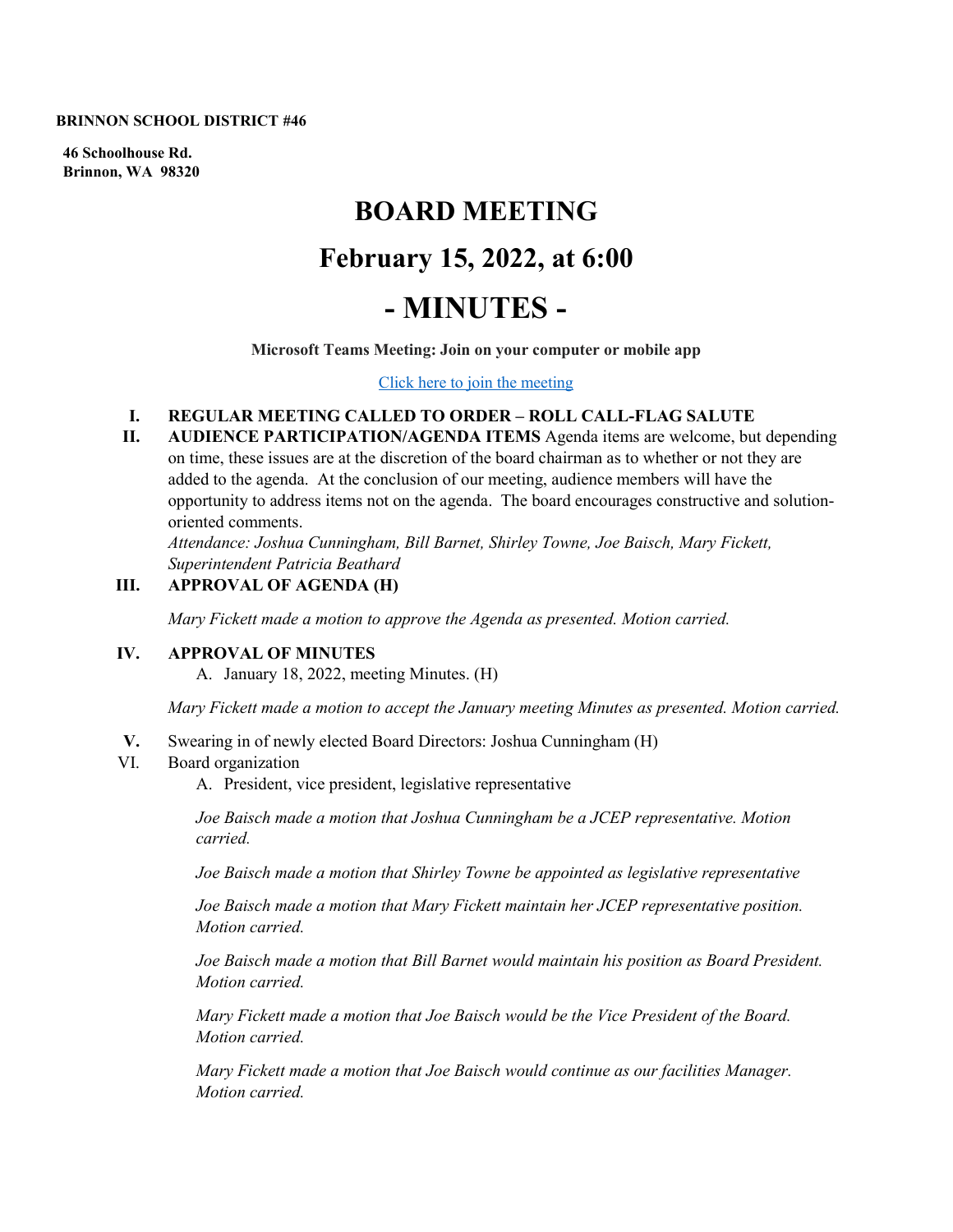**BRINNON SCHOOL DISTRICT #46**

**46 Schoolhouse Rd.**
**Brinnon, WA 98320**

# BOARD MEETING

# February 15, 2022, at 6:00

# - MINUTES -

**Microsoft Teams Meeting: Join on your computer or mobile app**

[Click here to join the meeting]

I. **REGULAR MEETING CALLED TO ORDER – ROLL CALL-FLAG SALUTE**

II. **AUDIENCE PARTICIPATION/AGENDA ITEMS** Agenda items are welcome, but depending on time, these issues are at the discretion of the board chairman as to whether or not they are added to the agenda. At the conclusion of our meeting, audience members will have the opportunity to address items not on the agenda. The board encourages constructive and solution-oriented comments.
*Attendance: Joshua Cunningham, Bill Barnet, Shirley Towne, Joe Baisch, Mary Fickett, Superintendent Patricia Beathard*

III. **APPROVAL OF AGENDA (H)**

*Mary Fickett made a motion to approve the Agenda as presented. Motion carried.*

IV. **APPROVAL OF MINUTES**
   A. January 18, 2022, meeting Minutes. (H)

*Mary Fickett made a motion to accept the January meeting Minutes as presented. Motion carried.*

V. Swearing in of newly elected Board Directors: Joshua Cunningham (H)

VI. Board organization
   A. President, vice president, legislative representative

*Joe Baisch made a motion that Joshua Cunningham be a JCEP representative. Motion carried.*

*Joe Baisch made a motion that Shirley Towne be appointed as legislative representative*

*Joe Baisch made a motion that Mary Fickett maintain her JCEP representative position. Motion carried.*

*Joe Baisch made a motion that Bill Barnet would maintain his position as Board President. Motion carried.*

*Mary Fickett made a motion that Joe Baisch would be the Vice President of the Board. Motion carried.*

*Mary Fickett made a motion that Joe Baisch would continue as our facilities Manager. Motion carried.*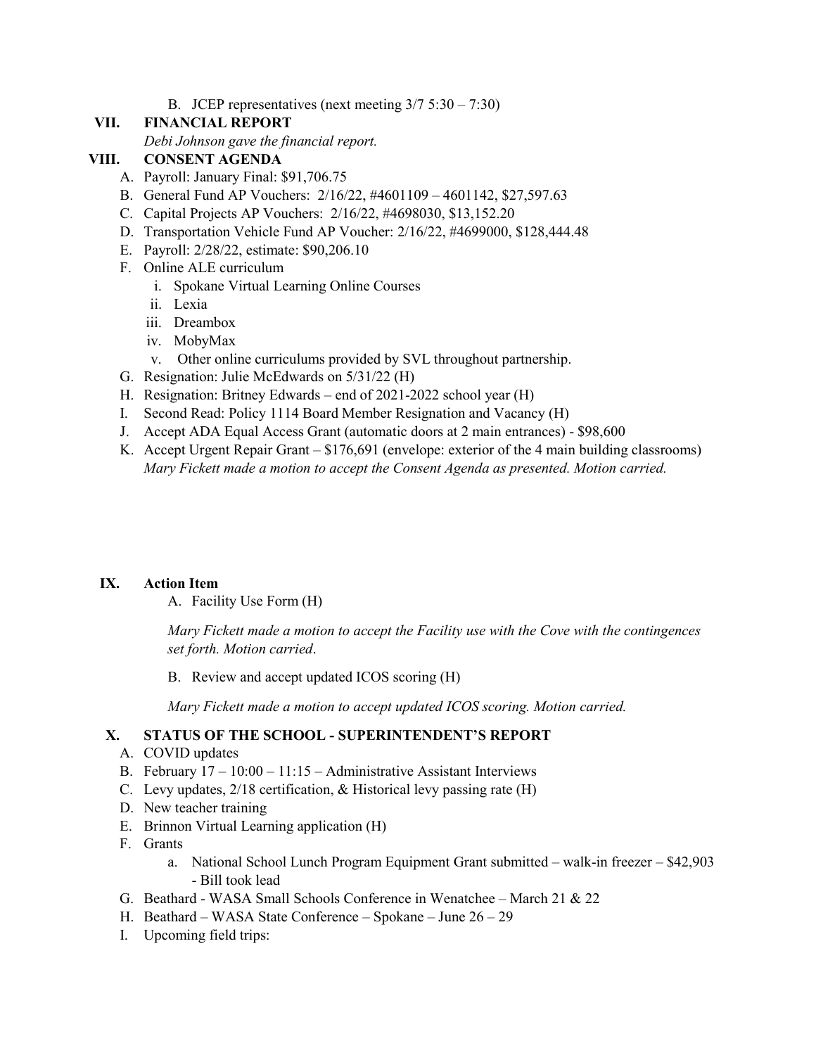B. JCEP representatives (next meeting 3/7 5:30 – 7:30)

## VII. FINANCIAL REPORT

*Debi Johnson gave the financial report.*

## VIII. CONSENT AGENDA

A. Payroll: January Final: $91,706.75
B. General Fund AP Vouchers: 2/16/22, #4601109 – 4601142, $27,597.63
C. Capital Projects AP Vouchers: 2/16/22, #4698030, $13,152.20
D. Transportation Vehicle Fund AP Voucher: 2/16/22, #4699000, $128,444.48
E. Payroll: 2/28/22, estimate: $90,206.10
F. Online ALE curriculum
   i. Spokane Virtual Learning Online Courses
   ii. Lexia
   iii. Dreambox
   iv. MobyMax
   v. Other online curriculums provided by SVL throughout partnership.
G. Resignation: Julie McEdwards on 5/31/22 (H)
H. Resignation: Britney Edwards – end of 2021-2022 school year (H)
I. Second Read: Policy 1114 Board Member Resignation and Vacancy (H)
J. Accept ADA Equal Access Grant (automatic doors at 2 main entrances) - $98,600
K. Accept Urgent Repair Grant – $176,691 (envelope: exterior of the 4 main building classrooms)
*Mary Fickett made a motion to accept the Consent Agenda as presented. Motion carried.*

## IX. Action Item

A. Facility Use Form (H)

*Mary Fickett made a motion to accept the Facility use with the Cove with the contingences set forth. Motion carried*.

B. Review and accept updated ICOS scoring (H)

*Mary Fickett made a motion to accept updated ICOS scoring. Motion carried.*

## X. STATUS OF THE SCHOOL - SUPERINTENDENT'S REPORT

A. COVID updates
B. February 17 – 10:00 – 11:15 – Administrative Assistant Interviews
C. Levy updates, 2/18 certification, & Historical levy passing rate (H)
D. New teacher training
E. Brinnon Virtual Learning application (H)
F. Grants
   a. National School Lunch Program Equipment Grant submitted – walk-in freezer – $42,903 - Bill took lead
G. Beathard - WASA Small Schools Conference in Wenatchee – March 21 & 22
H. Beathard – WASA State Conference – Spokane – June 26 – 29
I. Upcoming field trips: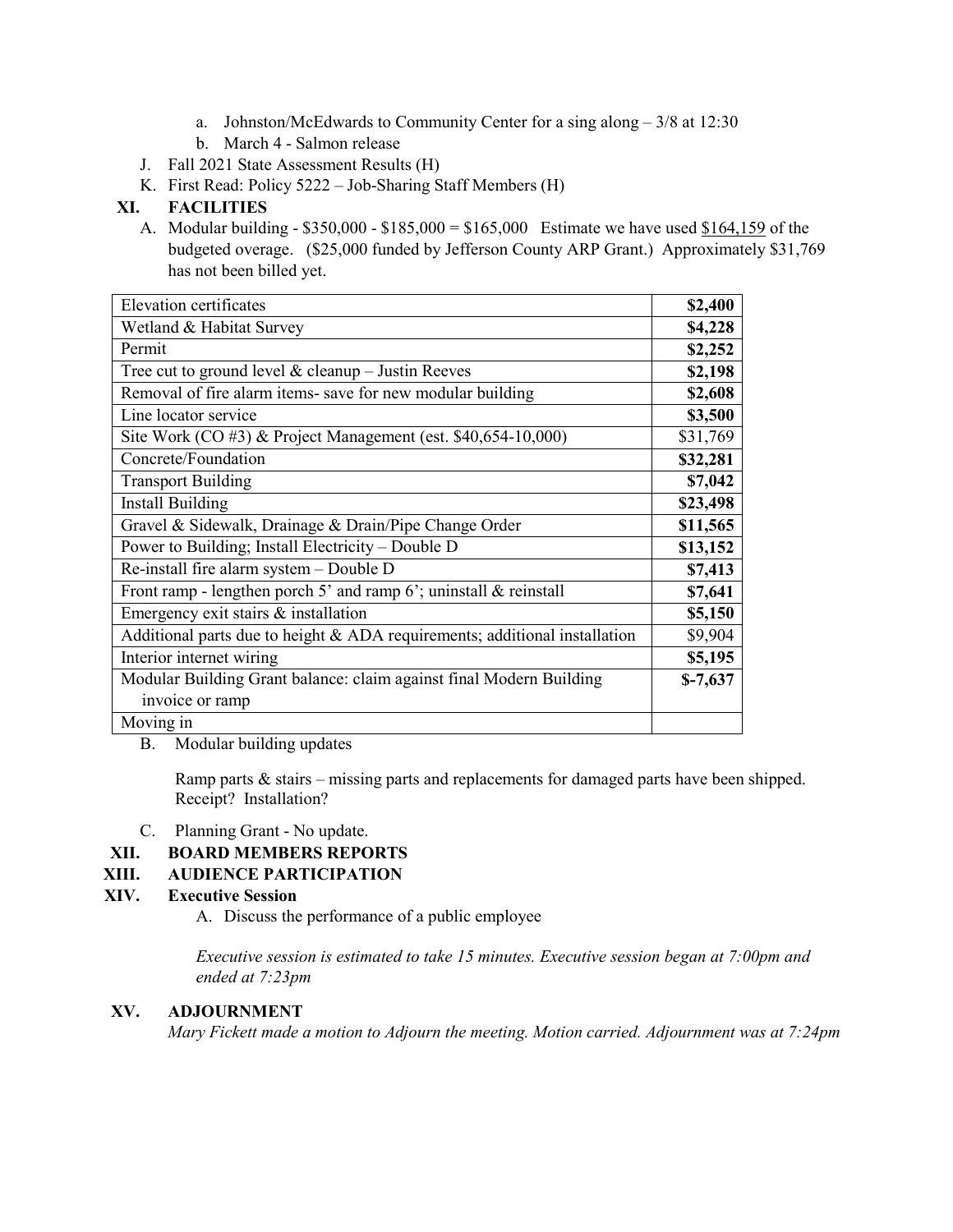a. Johnston/McEdwards to Community Center for a sing along – 3/8 at 12:30
b. March 4 - Salmon release

J. Fall 2021 State Assessment Results (H)
K. First Read: Policy 5222 – Job-Sharing Staff Members (H)

## XI. FACILITIES

A. Modular building - $350,000 - $185,000 = $165,000 Estimate we have used <u>$164,159</u> of the budgeted overage. ($25,000 funded by Jefferson County ARP Grant.) Approximately $31,769 has not been billed yet.

| | |
|---|---|
| Elevation certificates | **$2,400** |
| Wetland & Habitat Survey | **$4,228** |
| Permit | **$2,252** |
| Tree cut to ground level & cleanup – Justin Reeves | **$2,198** |
| Removal of fire alarm items- save for new modular building | **$2,608** |
| Line locator service | **$3,500** |
| Site Work (CO #3) & Project Management (est. $40,654-10,000) | $31,769 |
| Concrete/Foundation | **$32,281** |
| Transport Building | **$7,042** |
| Install Building | **$23,498** |
| Gravel & Sidewalk, Drainage & Drain/Pipe Change Order | **$11,565** |
| Power to Building; Install Electricity – Double D | **$13,152** |
| Re-install fire alarm system – Double D | **$7,413** |
| Front ramp - lengthen porch 5' and ramp 6'; uninstall & reinstall | **$7,641** |
| Emergency exit stairs & installation | **$5,150** |
| Additional parts due to height & ADA requirements; additional installation | $9,904 |
| Interior internet wiring | **$5,195** |
| Modular Building Grant balance: claim against final Modern Building invoice or ramp | **$-7,637** |
| Moving in | |

B. Modular building updates

Ramp parts & stairs – missing parts and replacements for damaged parts have been shipped. Receipt? Installation?

C. Planning Grant - No update.

## XII. BOARD MEMBERS REPORTS

## XIII. AUDIENCE PARTICIPATION

## XIV. Executive Session

A. Discuss the performance of a public employee

*Executive session is estimated to take 15 minutes. Executive session began at 7:00pm and ended at 7:23pm*

## XV. ADJOURNMENT

*Mary Fickett made a motion to Adjourn the meeting. Motion carried. Adjournment was at 7:24pm*